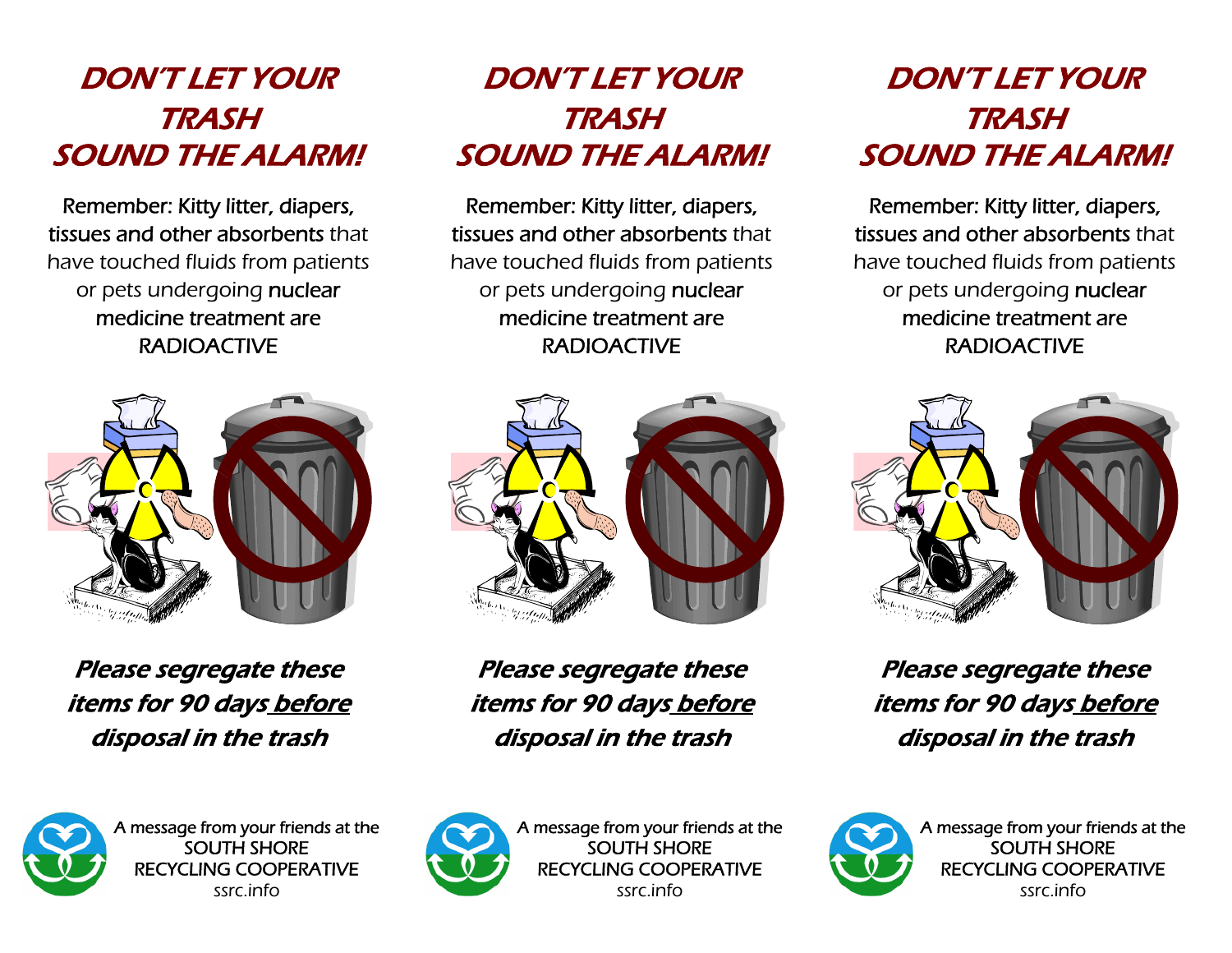## *DON'T LET YOUR TRASH SOUND THE ALARM!*

Remember: Kitty litter, diapers, tissues and other absorbents that have touched fluids from patients or pets undergoing nuclear medicine treatment are RADIOACTIVE

***Please segregate these items for 90 days <u>before</u> disposal in the trash***

A message from your friends at the SOUTH SHORE RECYCLING COOPERATIVE
ssrc.info

## *DON'T LET YOUR TRASH SOUND THE ALARM!*

Remember: Kitty litter, diapers, tissues and other absorbents that have touched fluids from patients or pets undergoing nuclear medicine treatment are RADIOACTIVE

***Please segregate these items for 90 days <u>before</u> disposal in the trash***

A message from your friends at the SOUTH SHORE RECYCLING COOPERATIVE
ssrc.info

## *DON'T LET YOUR TRASH SOUND THE ALARM!*

Remember: Kitty litter, diapers, tissues and other absorbents that have touched fluids from patients or pets undergoing nuclear medicine treatment are RADIOACTIVE

***Please segregate these items for 90 days <u>before</u> disposal in the trash***

A message from your friends at the SOUTH SHORE RECYCLING COOPERATIVE
ssrc.info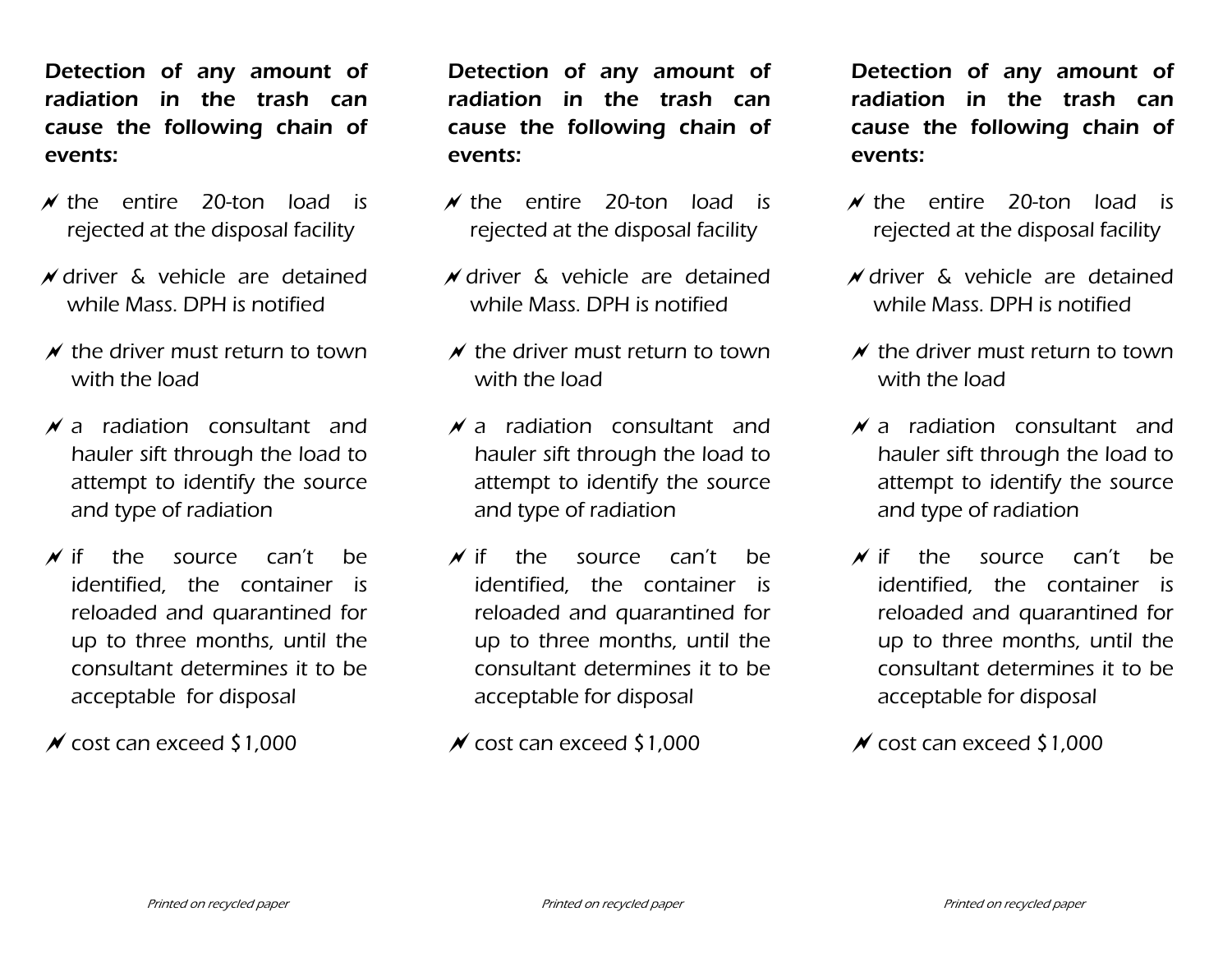**Detection of any amount of radiation in the trash can cause the following chain of events:**

- the entire 20-ton load is rejected at the disposal facility
- driver & vehicle are detained while Mass. DPH is notified
- the driver must return to town with the load
- a radiation consultant and hauler sift through the load to attempt to identify the source and type of radiation
- if the source can't be identified, the container is reloaded and quarantined for up to three months, until the consultant determines it to be acceptable for disposal
- cost can exceed $1,000

*Printed on recycled paper*

**Detection of any amount of radiation in the trash can cause the following chain of events:**

- the entire 20-ton load is rejected at the disposal facility
- driver & vehicle are detained while Mass. DPH is notified
- the driver must return to town with the load
- a radiation consultant and hauler sift through the load to attempt to identify the source and type of radiation
- if the source can't be identified, the container is reloaded and quarantined for up to three months, until the consultant determines it to be acceptable for disposal
- cost can exceed $1,000

*Printed on recycled paper*

**Detection of any amount of radiation in the trash can cause the following chain of events:**

- the entire 20-ton load is rejected at the disposal facility
- driver & vehicle are detained while Mass. DPH is notified
- the driver must return to town with the load
- a radiation consultant and hauler sift through the load to attempt to identify the source and type of radiation
- if the source can't be identified, the container is reloaded and quarantined for up to three months, until the consultant determines it to be acceptable for disposal
- cost can exceed $1,000

*Printed on recycled paper*